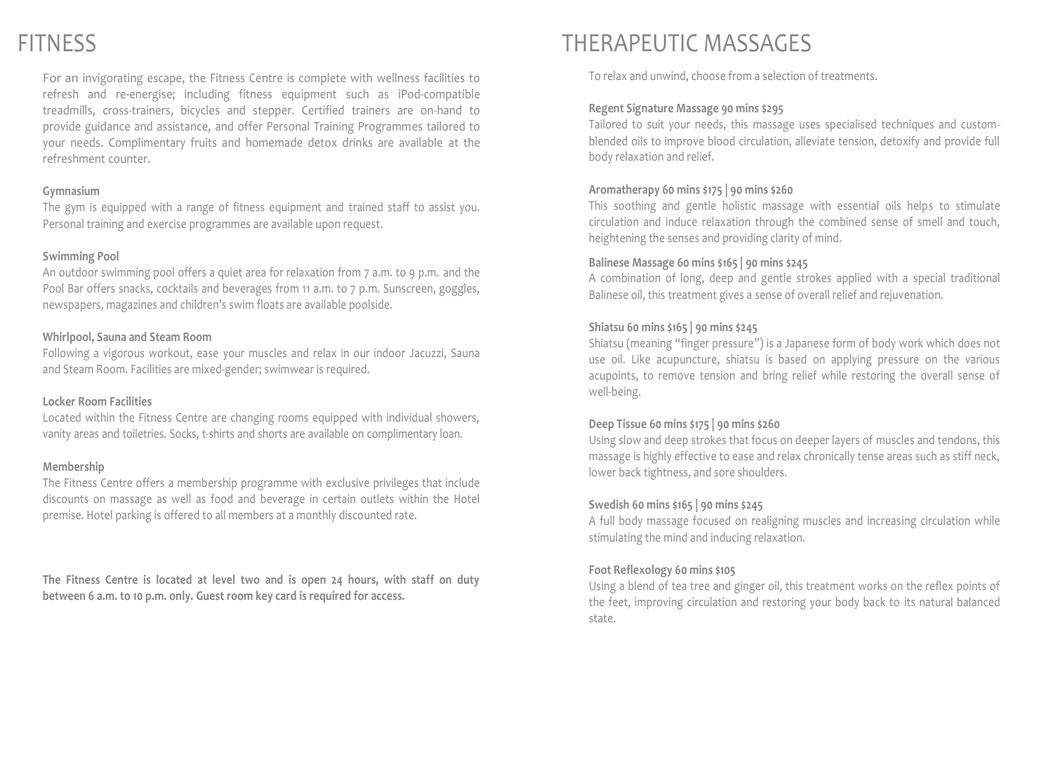# FITNESS

For an invigorating escape, the Fitness Centre is complete with wellness facilities to refresh and re-energise; including fitness equipment such as iPod-compatible treadmills, cross-trainers, bicycles and stepper. Certified trainers are on-hand to provide guidance and assistance, and offer Personal Training Programmes tailored to your needs. Complimentary fruits and homemade detox drinks are available at the refreshment counter.

**Gymnasium**

The gym is equipped with a range of fitness equipment and trained staff to assist you. Personal training and exercise programmes are available upon request.

**Swimming Pool**

An outdoor swimming pool offers a quiet area for relaxation from 7 a.m. to 9 p.m. and the Pool Bar offers snacks, cocktails and beverages from 11 a.m. to 7 p.m. Sunscreen, goggles, newspapers, magazines and children's swim floats are available poolside.

**Whirlpool, Sauna and Steam Room**

Following a vigorous workout, ease your muscles and relax in our indoor Jacuzzi, Sauna and Steam Room. Facilities are mixed-gender; swimwear is required.

**Locker Room Facilities**

Located within the Fitness Centre are changing rooms equipped with individual showers, vanity areas and toiletries. Socks, t-shirts and shorts are available on complimentary loan.

**Membership**

The Fitness Centre offers a membership programme with exclusive privileges that include discounts on massage as well as food and beverage in certain outlets within the Hotel premise. Hotel parking is offered to all members at a monthly discounted rate.

**The Fitness Centre is located at level two and is open 24 hours, with staff on duty between 6 a.m. to 10 p.m. only. Guest room key card is required for access.**

# THERAPEUTIC MASSAGES

To relax and unwind, choose from a selection of treatments.

**Regent Signature Massage 90 mins $295**

Tailored to suit your needs, this massage uses specialised techniques and custom-blended oils to improve blood circulation, alleviate tension, detoxify and provide full body relaxation and relief.

**Aromatherapy 60 mins $175 | 90 mins $260**

This soothing and gentle holistic massage with essential oils helps to stimulate circulation and induce relaxation through the combined sense of smell and touch, heightening the senses and providing clarity of mind.

**Balinese Massage 60 mins $165 | 90 mins $245**

A combination of long, deep and gentle strokes applied with a special traditional Balinese oil, this treatment gives a sense of overall relief and rejuvenation.

**Shiatsu 60 mins $165 | 90 mins $245**

Shiatsu (meaning "finger pressure") is a Japanese form of body work which does not use oil. Like acupuncture, shiatsu is based on applying pressure on the various acupoints, to remove tension and bring relief while restoring the overall sense of well-being.

**Deep Tissue 60 mins $175 | 90 mins $260**

Using slow and deep strokes that focus on deeper layers of muscles and tendons, this massage is highly effective to ease and relax chronically tense areas such as stiff neck, lower back tightness, and sore shoulders.

**Swedish 60 mins $165 | 90 mins $245**

A full body massage focused on realigning muscles and increasing circulation while stimulating the mind and inducing relaxation.

**Foot Reflexology 60 mins $105**

Using a blend of tea tree and ginger oil, this treatment works on the reflex points of the feet, improving circulation and restoring your body back to its natural balanced state.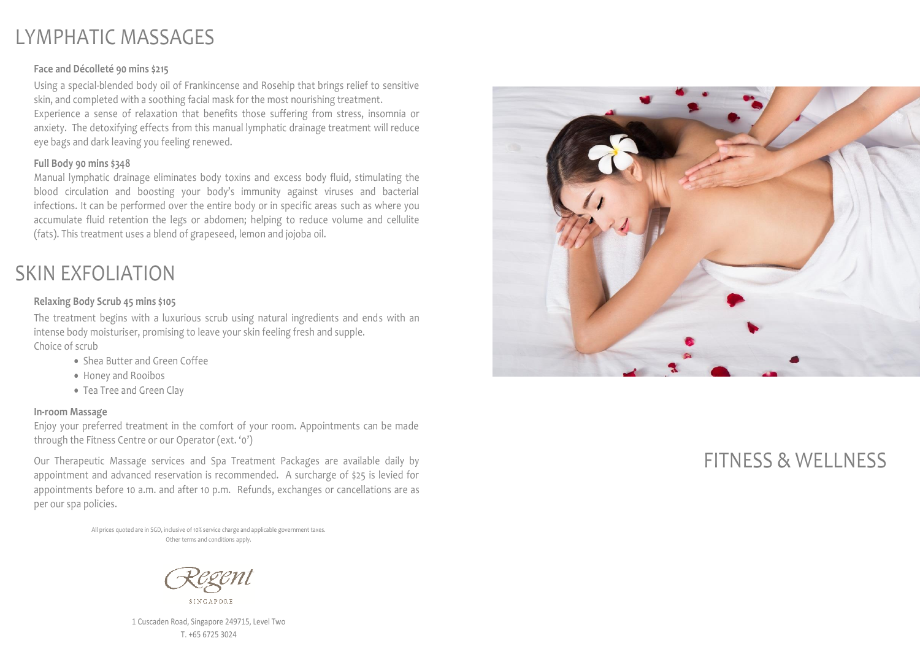# LYMPHATIC MASSAGES

**Face and Décolleté 90 mins $215**

Using a special-blended body oil of Frankincense and Rosehip that brings relief to sensitive skin, and completed with a soothing facial mask for the most nourishing treatment.
Experience a sense of relaxation that benefits those suffering from stress, insomnia or anxiety. The detoxifying effects from this manual lymphatic drainage treatment will reduce eye bags and dark leaving you feeling renewed.

**Full Body 90 mins $348**

Manual lymphatic drainage eliminates body toxins and excess body fluid, stimulating the blood circulation and boosting your body's immunity against viruses and bacterial infections. It can be performed over the entire body or in specific areas such as where you accumulate fluid retention the legs or abdomen; helping to reduce volume and cellulite (fats). This treatment uses a blend of grapeseed, lemon and jojoba oil.

# SKIN EXFOLIATION

**Relaxing Body Scrub 45 mins $105**

The treatment begins with a luxurious scrub using natural ingredients and ends with an intense body moisturiser, promising to leave your skin feeling fresh and supple.
Choice of scrub

- Shea Butter and Green Coffee
- Honey and Rooibos
- Tea Tree and Green Clay

**In-room Massage**

Enjoy your preferred treatment in the comfort of your room. Appointments can be made through the Fitness Centre or our Operator (ext. '0')

Our Therapeutic Massage services and Spa Treatment Packages are available daily by appointment and advanced reservation is recommended. A surcharge of $25 is levied for appointments before 10 a.m. and after 10 p.m. Refunds, exchanges or cancellations are as per our spa policies.

All prices quoted are in SGD, inclusive of 10% service charge and applicable government taxes.
Other terms and conditions apply.

Regent
SINGAPORE

1 Cuscaden Road, Singapore 249715, Level Two
T. +65 6725 3024

# FITNESS & WELLNESS